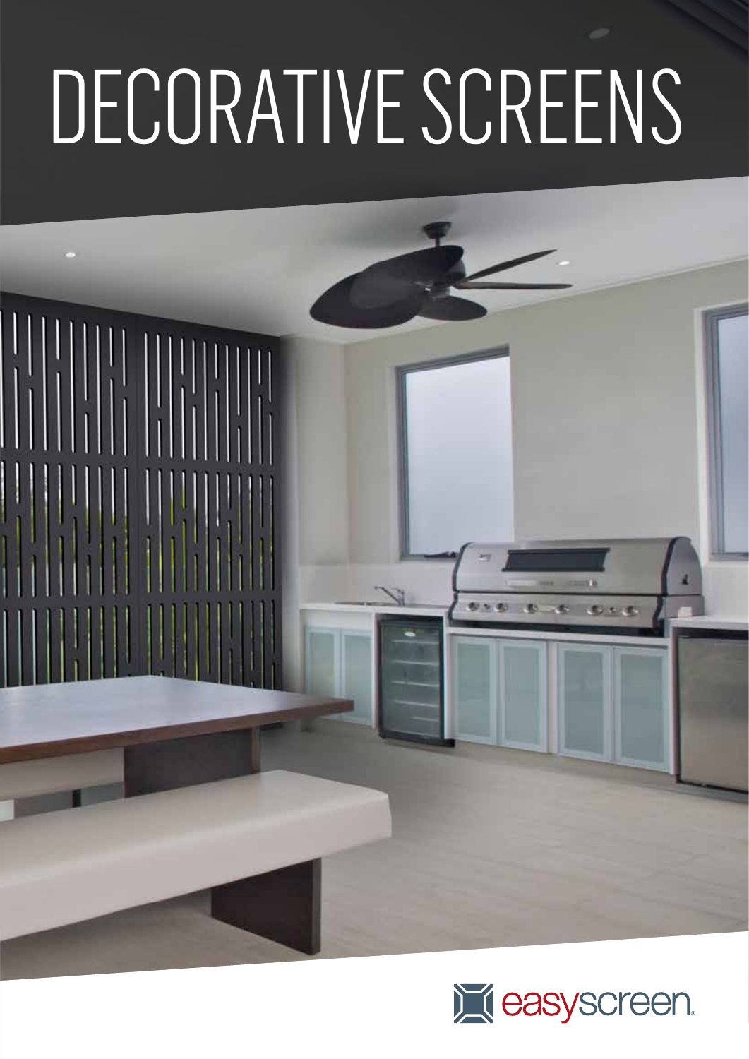# DECORATIVE SCREENS

easyscreen.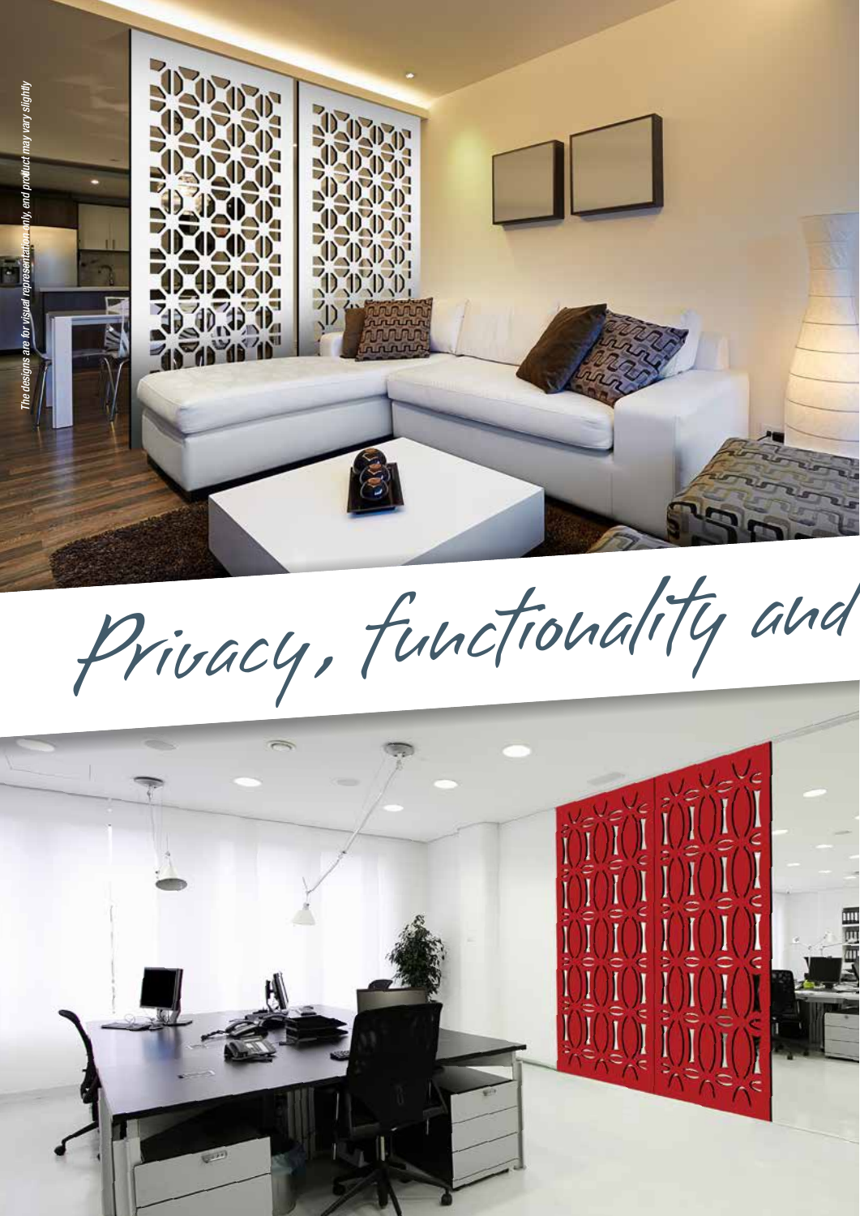*The designs are for visual representation only, end product may vary slightly*

Privacy, functionality and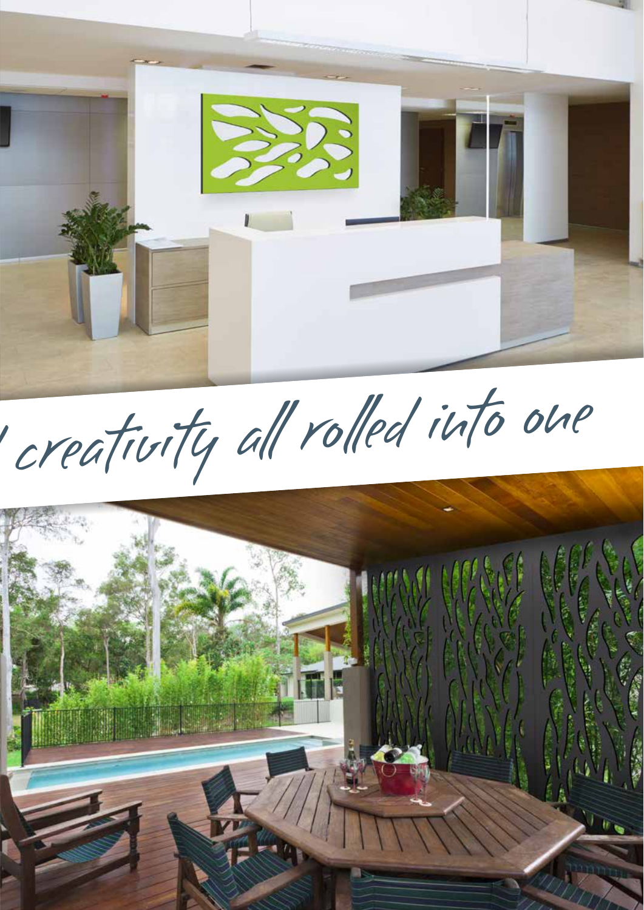creativity all rolled into one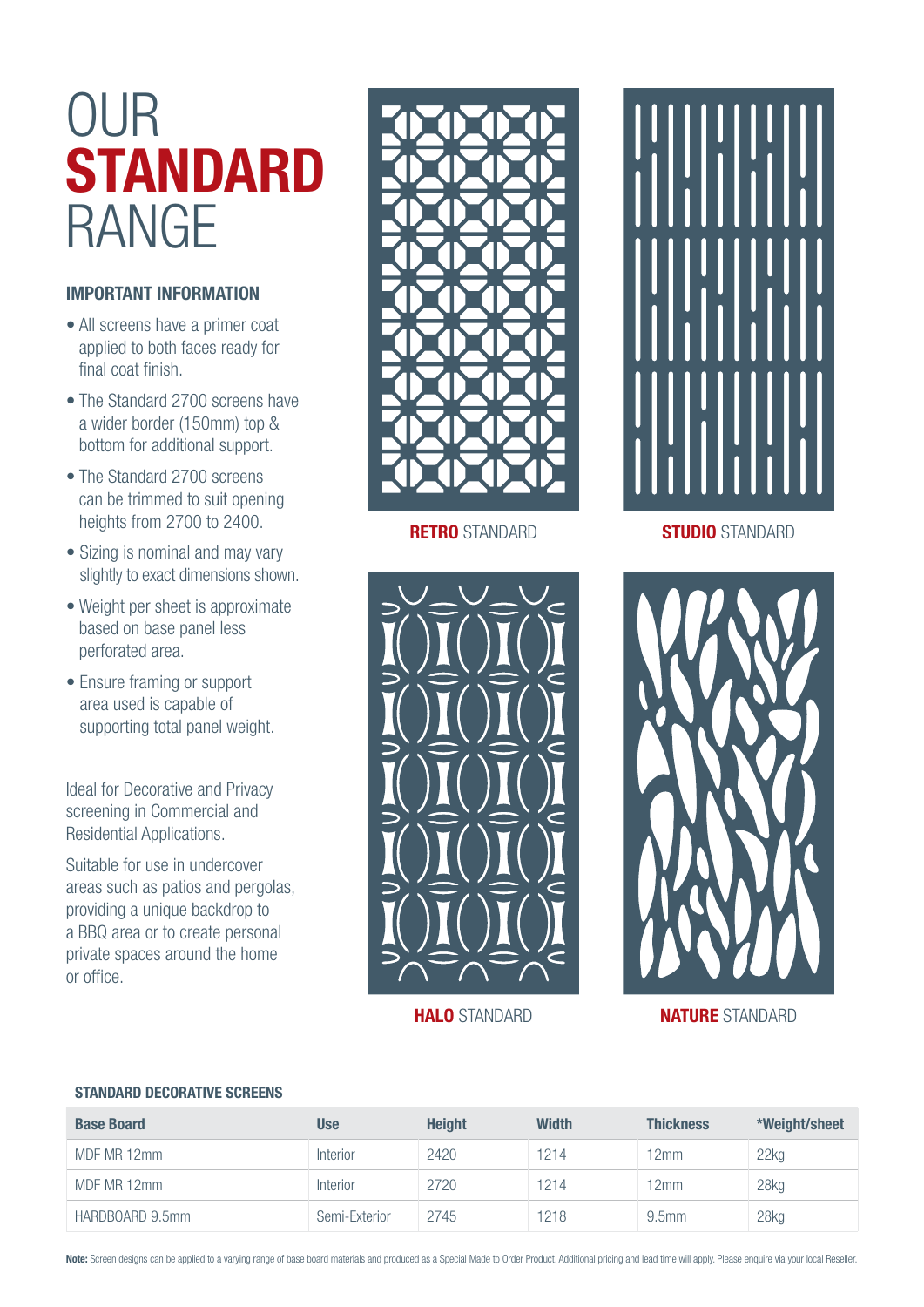# OUR **STANDARD** RANGE

### IMPORTANT INFORMATION

- All screens have a primer coat applied to both faces ready for final coat finish.
- The Standard 2700 screens have a wider border (150mm) top & bottom for additional support.
- The Standard 2700 screens can be trimmed to suit opening heights from 2700 to 2400.
- Sizing is nominal and may vary slightly to exact dimensions shown.
- Weight per sheet is approximate based on base panel less perforated area.
- Ensure framing or support area used is capable of supporting total panel weight.

Ideal for Decorative and Privacy screening in Commercial and Residential Applications.

Suitable for use in undercover areas such as patios and pergolas, providing a unique backdrop to a BBQ area or to create personal private spaces around the home or office.

**RETRO** STANDARD

**STUDIO** STANDARD

**HALO** STANDARD

**NATURE** STANDARD

#### STANDARD DECORATIVE SCREENS

| Base Board | Use | Height | Width | Thickness | *Weight/sheet |
|---|---|---|---|---|---|
| MDF MR 12mm | Interior | 2420 | 1214 | 12mm | 22kg |
| MDF MR 12mm | Interior | 2720 | 1214 | 12mm | 28kg |
| HARDBOARD 9.5mm | Semi-Exterior | 2745 | 1218 | 9.5mm | 28kg |

**Note:** Screen designs can be applied to a varying range of base board materials and produced as a Special Made to Order Product. Additional pricing and lead time will apply. Please enquire via your local Reseller.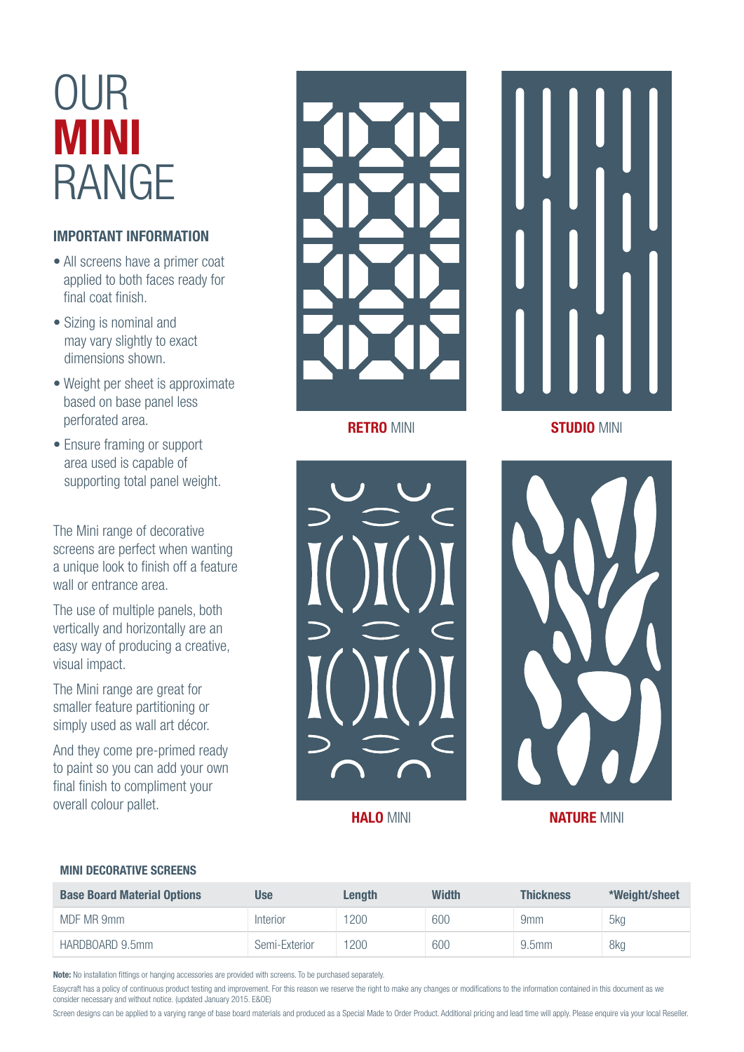# OUR **MINI** RANGE

### IMPORTANT INFORMATION

- All screens have a primer coat applied to both faces ready for final coat finish.
- Sizing is nominal and may vary slightly to exact dimensions shown.
- Weight per sheet is approximate based on base panel less perforated area.
- Ensure framing or support area used is capable of supporting total panel weight.

The Mini range of decorative screens are perfect when wanting a unique look to finish off a feature wall or entrance area.

The use of multiple panels, both vertically and horizontally are an easy way of producing a creative, visual impact.

The Mini range are great for smaller feature partitioning or simply used as wall art décor.

And they come pre-primed ready to paint so you can add your own final finish to compliment your overall colour pallet.

**RETRO** MINI

**STUDIO** MINI

**HALO** MINI

**NATURE** MINI

### MINI DECORATIVE SCREENS

| Base Board Material Options | Use | Length | Width | Thickness | *Weight/sheet |
|---|---|---|---|---|---|
| MDF MR 9mm | Interior | 1200 | 600 | 9mm | 5kg |
| HARDBOARD 9.5mm | Semi-Exterior | 1200 | 600 | 9.5mm | 8kg |

**Note:** No installation fittings or hanging accessories are provided with screens. To be purchased separately.

Easycraft has a policy of continuous product testing and improvement. For this reason we reserve the right to make any changes or modifications to the information contained in this document as we consider necessary and without notice. (updated January 2015. E&OE)

Screen designs can be applied to a varying range of base board materials and produced as a Special Made to Order Product. Additional pricing and lead time will apply. Please enquire via your local Reseller.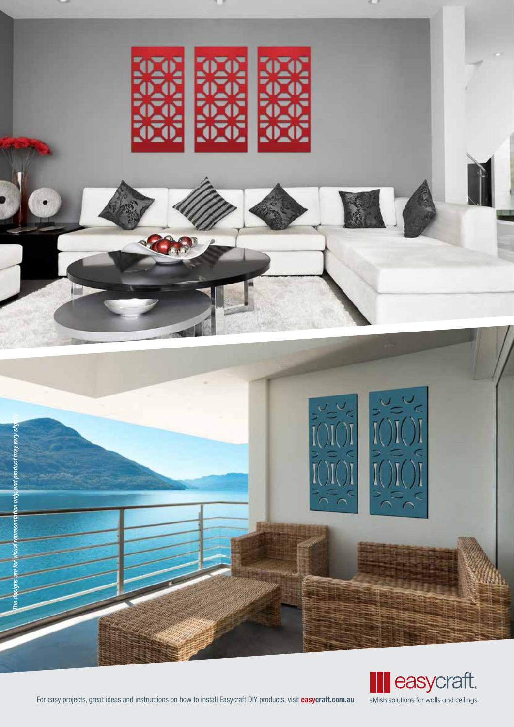*The designs are for visual representation only, end product may vary slightly*

For easy projects, great ideas and instructions on how to install Easycraft DIY products, visit **easy**craft.com.au

easycraft.
stylish solutions for walls and ceilings